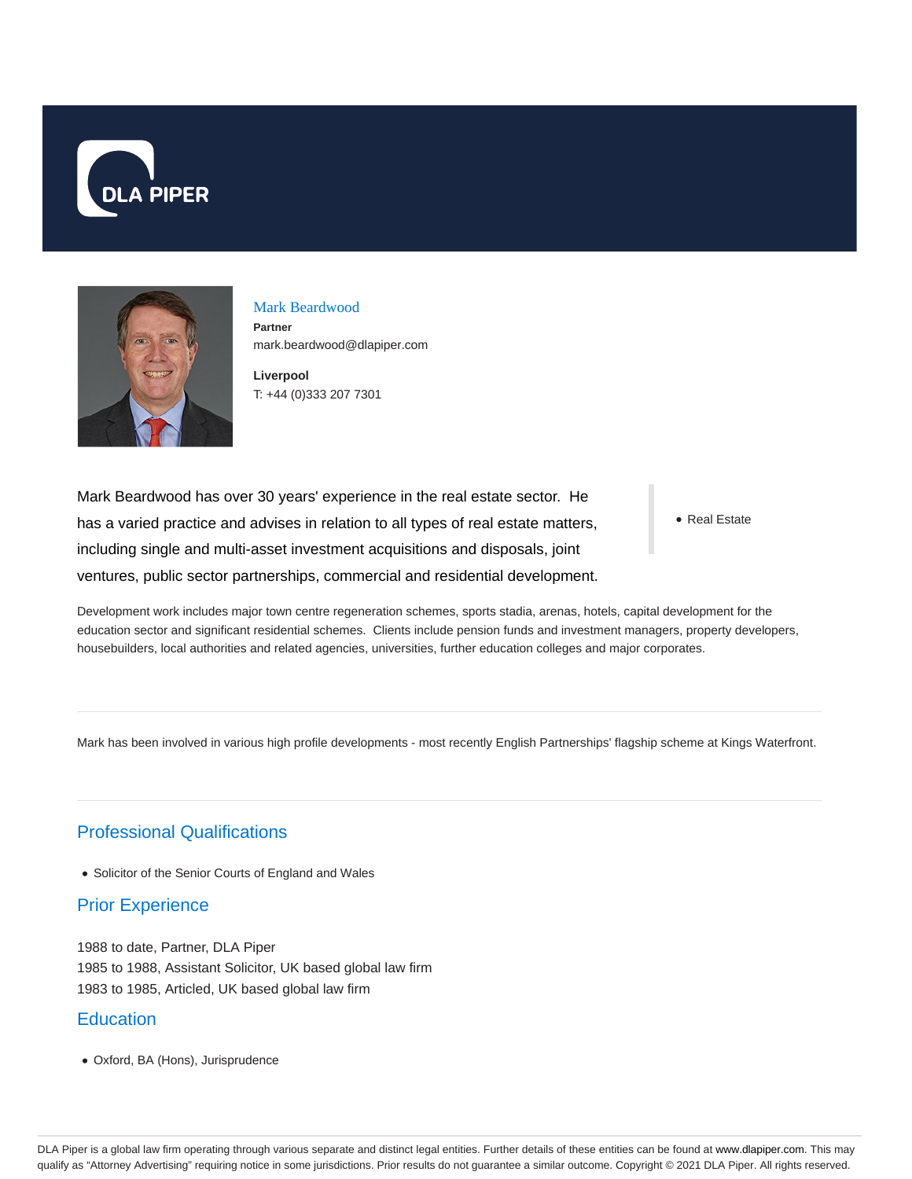DLA PIPER

# Mark Beardwood

**Partner**
mark.beardwood@dlapiper.com

**Liverpool**
T: +44 (0)333 207 7301

Mark Beardwood has over 30 years' experience in the real estate sector. He has a varied practice and advises in relation to all types of real estate matters, including single and multi-asset investment acquisitions and disposals, joint ventures, public sector partnerships, commercial and residential development.

- Real Estate

Development work includes major town centre regeneration schemes, sports stadia, arenas, hotels, capital development for the education sector and significant residential schemes. Clients include pension funds and investment managers, property developers, housebuilders, local authorities and related agencies, universities, further education colleges and major corporates.

---

Mark has been involved in various high profile developments - most recently English Partnerships' flagship scheme at Kings Waterfront.

---

## Professional Qualifications

- Solicitor of the Senior Courts of England and Wales

## Prior Experience

1988 to date, Partner, DLA Piper
1985 to 1988, Assistant Solicitor, UK based global law firm
1983 to 1985, Articled, UK based global law firm

## Education

- Oxford, BA (Hons), Jurisprudence

DLA Piper is a global law firm operating through various separate and distinct legal entities. Further details of these entities can be found at www.dlapiper.com. This may qualify as "Attorney Advertising" requiring notice in some jurisdictions. Prior results do not guarantee a similar outcome. Copyright © 2021 DLA Piper. All rights reserved.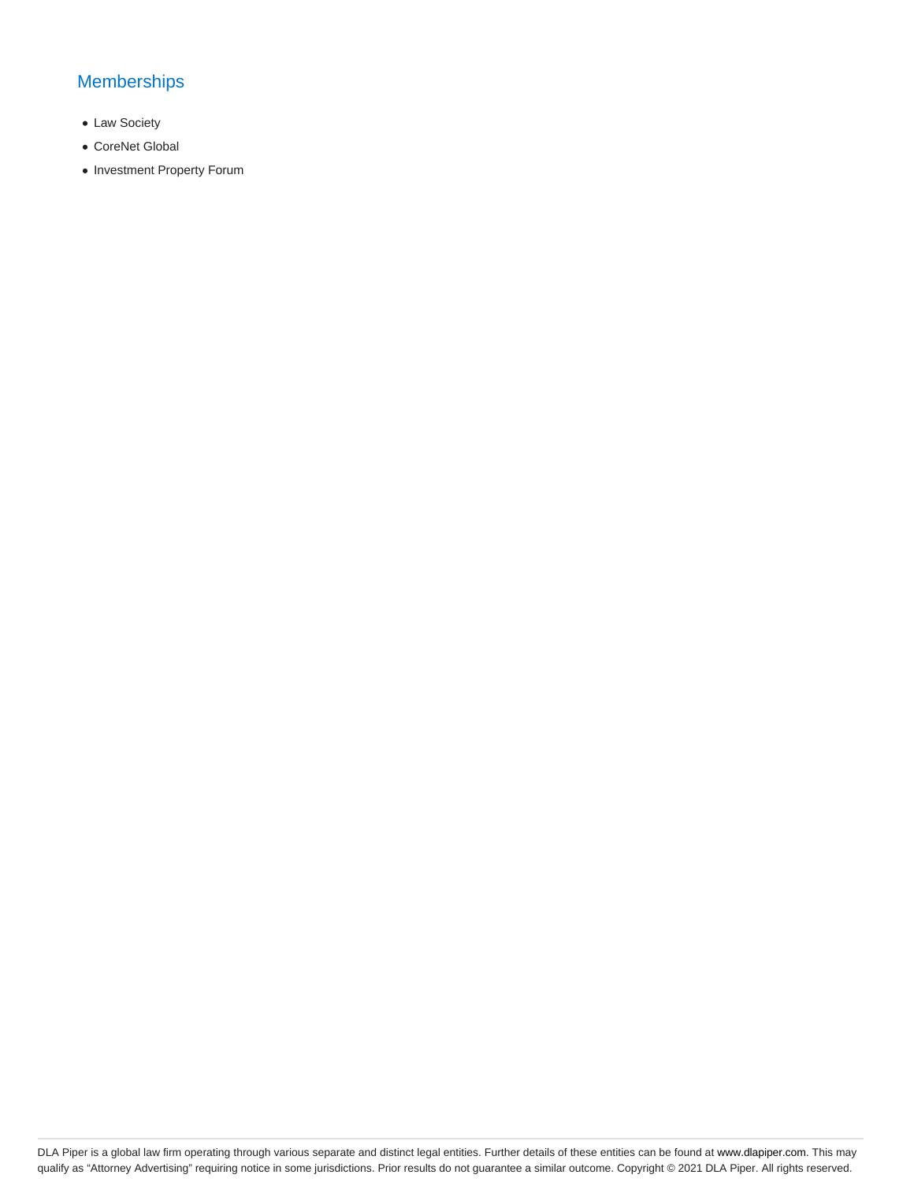## Memberships

- Law Society
- CoreNet Global
- Investment Property Forum